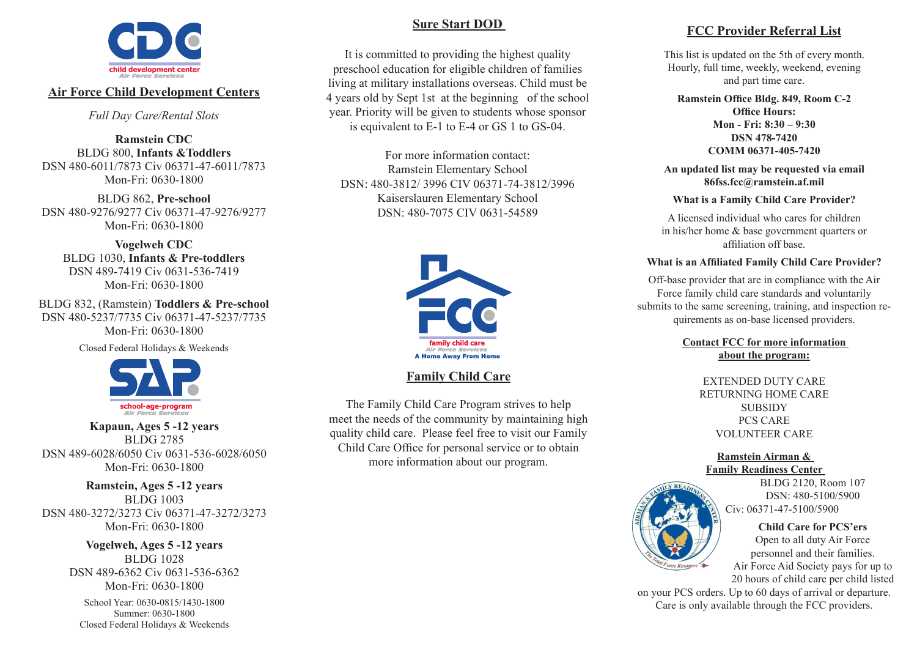CDC
child development center
Air Force Services

## Air Force Child Development Centers

*Full Day Care/Rental Slots*

**Ramstein CDC**
BLDG 800, **Infants &Toddlers**
DSN 480-6011/7873 Civ 06371-47-6011/7873
Mon-Fri: 0630-1800

BLDG 862, **Pre-school**
DSN 480-9276/9277 Civ 06371-47-9276/9277
Mon-Fri: 0630-1800

**Vogelweh CDC**
BLDG 1030, **Infants & Pre-toddlers**
DSN 489-7419 Civ 0631-536-7419
Mon-Fri: 0630-1800

BLDG 832, (Ramstein) **Toddlers & Pre-school**
DSN 480-5237/7735 Civ 06371-47-5237/7735
Mon-Fri: 0630-1800

Closed Federal Holidays & Weekends

SAP
school-age-program
Air Force Services

**Kapaun, Ages 5 -12 years**
BLDG 2785
DSN 489-6028/6050 Civ 0631-536-6028/6050
Mon-Fri: 0630-1800

**Ramstein, Ages 5 -12 years**
BLDG 1003
DSN 480-3272/3273 Civ 06371-47-3272/3273
Mon-Fri: 0630-1800

**Vogelweh, Ages 5 -12 years**
BLDG 1028
DSN 489-6362 Civ 0631-536-6362
Mon-Fri: 0630-1800

School Year: 0630-0815/1430-1800
Summer: 0630-1800
Closed Federal Holidays & Weekends

## Sure Start DOD

It is committed to providing the highest quality preschool education for eligible children of families living at military installations overseas. Child must be 4 years old by Sept 1st at the beginning of the school year. Priority will be given to students whose sponsor is equivalent to E-1 to E-4 or GS 1 to GS-04.

For more information contact:
Ramstein Elementary School
DSN: 480-3812/ 3996 CIV 06371-74-3812/3996
Kaiserslauren Elementary School
DSN: 480-7075 CIV 0631-54589

FCC
family child care
Air Force Services
A Home Away From Home

## Family Child Care

The Family Child Care Program strives to help meet the needs of the community by maintaining high quality child care. Please feel free to visit our Family Child Care Office for personal service or to obtain more information about our program.

## FCC Provider Referral List

This list is updated on the 5th of every month. Hourly, full time, weekly, weekend, evening and part time care.

**Ramstein Office Bldg. 849, Room C-2**
**Office Hours:**
**Mon - Fri: 8:30 – 9:30**
**DSN 478-7420**
**COMM 06371-405-7420**

**An updated list may be requested via email 86fss.fcc@ramstein.af.mil**

**What is a Family Child Care Provider?**

A licensed individual who cares for children in his/her home & base government quarters or affiliation off base.

**What is an Affiliated Family Child Care Provider?**

Off-base provider that are in compliance with the Air Force family child care standards and voluntarily submits to the same screening, training, and inspection requirements as on-base licensed providers.

**Contact FCC for more information about the program:**

EXTENDED DUTY CARE
RETURNING HOME CARE
SUBSIDY
PCS CARE
VOLUNTEER CARE

**Ramstein Airman & Family Readiness Center**
BLDG 2120, Room 107
DSN: 480-5100/5900
Civ: 06371-47-5100/5900

**Child Care for PCS'ers**
Open to all duty Air Force personnel and their families. Air Force Aid Society pays for up to 20 hours of child care per child listed on your PCS orders. Up to 60 days of arrival or departure. Care is only available through the FCC providers.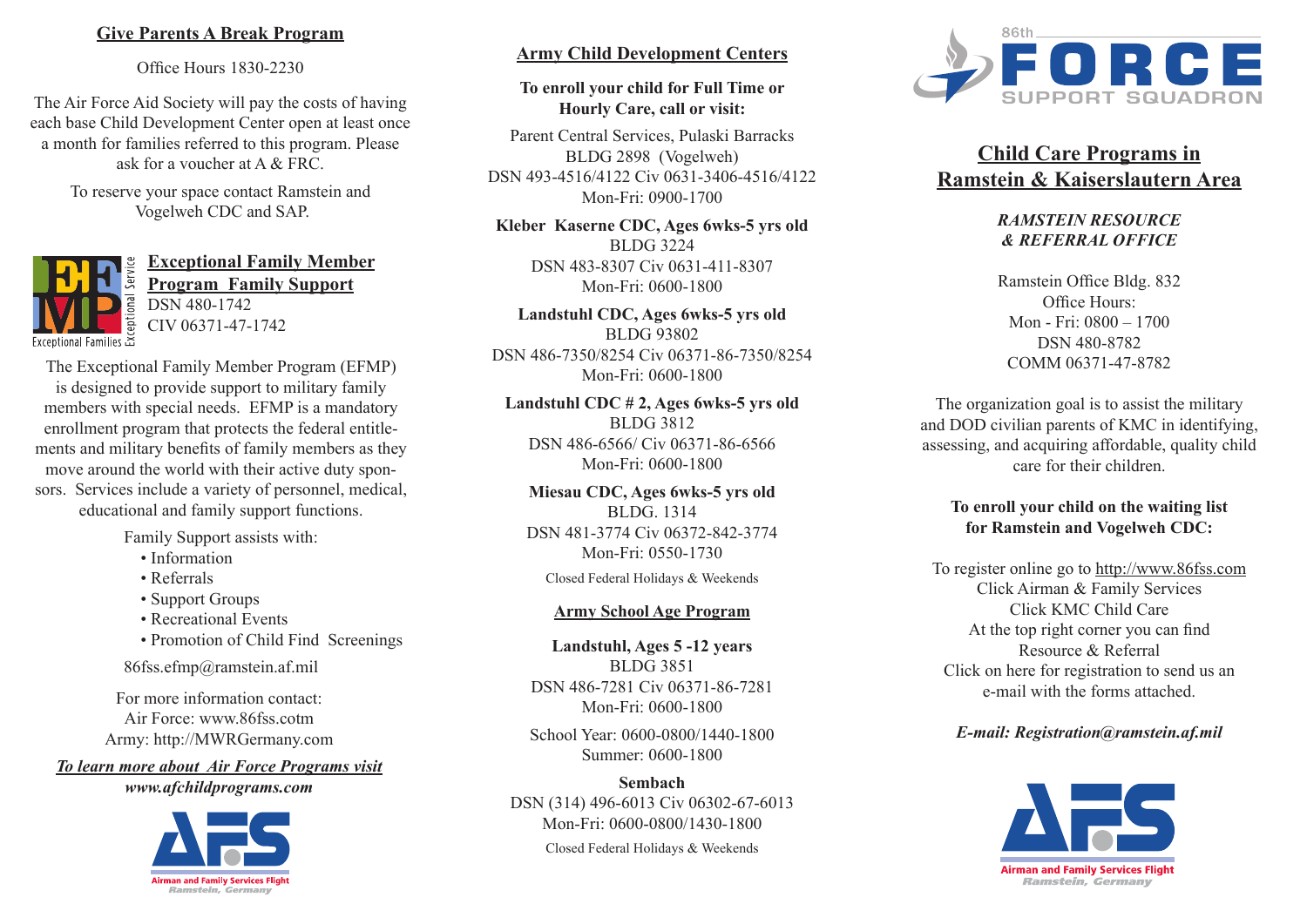## Give Parents A Break Program

Office Hours 1830-2230

The Air Force Aid Society will pay the costs of having each base Child Development Center open at least once a month for families referred to this program. Please ask for a voucher at A & FRC.

To reserve your space contact Ramstein and Vogelweh CDC and SAP.

## Exceptional Family Member Program Family Support

DSN 480-1742
CIV 06371-47-1742

The Exceptional Family Member Program (EFMP) is designed to provide support to military family members with special needs. EFMP is a mandatory enrollment program that protects the federal entitlements and military benefits of family members as they move around the world with their active duty sponsors. Services include a variety of personnel, medical, educational and family support functions.

Family Support assists with:

- Information
- Referrals
- Support Groups
- Recreational Events
- Promotion of Child Find Screenings

86fss.efmp@ramstein.af.mil

For more information contact:
Air Force: www.86fss.cotm
Army: http://MWRGermany.com

***To learn more about Air Force Programs visit***
***www.afchildprograms.com***

Airman and Family Services Flight
Ramstein, Germany

## Army Child Development Centers

**To enroll your child for Full Time or Hourly Care, call or visit:**

Parent Central Services, Pulaski Barracks
BLDG 2898 (Vogelweh)
DSN 493-4516/4122 Civ 0631-3406-4516/4122
Mon-Fri: 0900-1700

**Kleber Kaserne CDC, Ages 6wks-5 yrs old**
BLDG 3224
DSN 483-8307 Civ 0631-411-8307
Mon-Fri: 0600-1800

**Landstuhl CDC, Ages 6wks-5 yrs old**
BLDG 93802
DSN 486-7350/8254 Civ 06371-86-7350/8254
Mon-Fri: 0600-1800

**Landstuhl CDC # 2, Ages 6wks-5 yrs old**
BLDG 3812
DSN 486-6566/ Civ 06371-86-6566
Mon-Fri: 0600-1800

**Miesau CDC, Ages 6wks-5 yrs old**
BLDG. 1314
DSN 481-3774 Civ 06372-842-3774
Mon-Fri: 0550-1730

Closed Federal Holidays & Weekends

## Army School Age Program

**Landstuhl, Ages 5 -12 years**
BLDG 3851
DSN 486-7281 Civ 06371-86-7281
Mon-Fri: 0600-1800

School Year: 0600-0800/1440-1800
Summer: 0600-1800

**Sembach**
DSN (314) 496-6013 Civ 06302-67-6013
Mon-Fri: 0600-0800/1430-1800

Closed Federal Holidays & Weekends

86th FORCE SUPPORT SQUADRON

# Child Care Programs in Ramstein & Kaiserslautern Area

***RAMSTEIN RESOURCE & REFERRAL OFFICE***

Ramstein Office Bldg. 832
Office Hours:
Mon - Fri: 0800 – 1700
DSN 480-8782
COMM 06371-47-8782

The organization goal is to assist the military and DOD civilian parents of KMC in identifying, assessing, and acquiring affordable, quality child care for their children.

**To enroll your child on the waiting list for Ramstein and Vogelweh CDC:**

To register online go to http://www.86fss.com
Click Airman & Family Services
Click KMC Child Care
At the top right corner you can find Resource & Referral
Click on here for registration to send us an e-mail with the forms attached.

***E-mail: Registration@ramstein.af.mil***

Airman and Family Services Flight
Ramstein, Germany